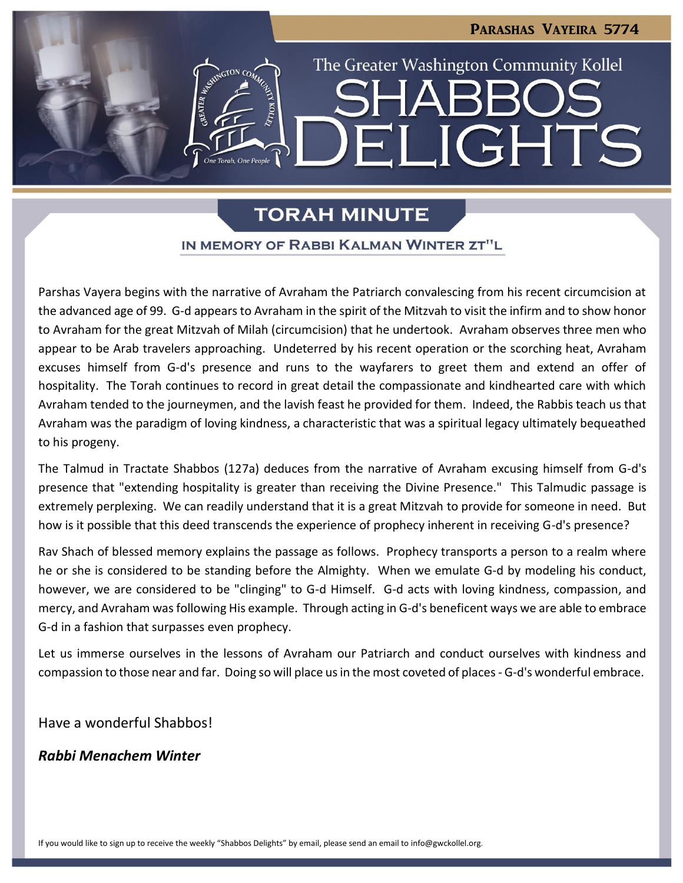# Parashas Vayeira 5774

The Greater Washington Community Kollel

# SHABBOS DELIGHTS

## TORAH MINUTE

### IN MEMORY OF RABBI KALMAN WINTER ZT"L

Parshas Vayera begins with the narrative of Avraham the Patriarch convalescing from his recent circumcision at the advanced age of 99. G-d appears to Avraham in the spirit of the Mitzvah to visit the infirm and to show honor to Avraham for the great Mitzvah of Milah (circumcision) that he undertook. Avraham observes three men who appear to be Arab travelers approaching. Undeterred by his recent operation or the scorching heat, Avraham excuses himself from G-d's presence and runs to the wayfarers to greet them and extend an offer of hospitality. The Torah continues to record in great detail the compassionate and kindhearted care with which Avraham tended to the journeymen, and the lavish feast he provided for them. Indeed, the Rabbis teach us that Avraham was the paradigm of loving kindness, a characteristic that was a spiritual legacy ultimately bequeathed to his progeny.

The Talmud in Tractate Shabbos (127a) deduces from the narrative of Avraham excusing himself from G-d's presence that "extending hospitality is greater than receiving the Divine Presence." This Talmudic passage is extremely perplexing. We can readily understand that it is a great Mitzvah to provide for someone in need. But how is it possible that this deed transcends the experience of prophecy inherent in receiving G-d's presence?

Rav Shach of blessed memory explains the passage as follows. Prophecy transports a person to a realm where he or she is considered to be standing before the Almighty. When we emulate G-d by modeling his conduct, however, we are considered to be "clinging" to G-d Himself. G-d acts with loving kindness, compassion, and mercy, and Avraham was following His example. Through acting in G-d's beneficent ways we are able to embrace G-d in a fashion that surpasses even prophecy.

Let us immerse ourselves in the lessons of Avraham our Patriarch and conduct ourselves with kindness and compassion to those near and far. Doing so will place us in the most coveted of places - G-d's wonderful embrace.

Have a wonderful Shabbos!

***Rabbi Menachem Winter***

If you would like to sign up to receive the weekly "Shabbos Delights" by email, please send an email to info@gwckollel.org.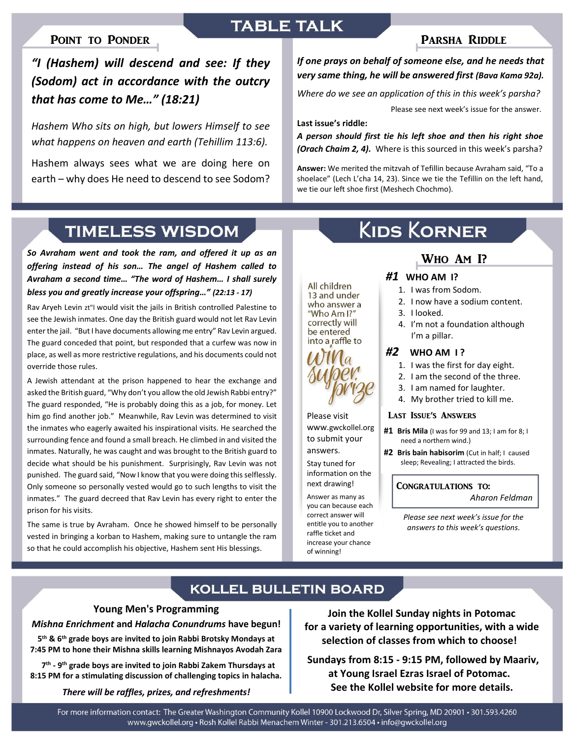# TABLE TALK

## Point to Ponder

***"I (Hashem) will descend and see: If they (Sodom) act in accordance with the outcry that has come to Me…" (18:21)***

*Hashem Who sits on high, but lowers Himself to see what happens on heaven and earth (Tehillim 113:6).*

Hashem always sees what we are doing here on earth – why does He need to descend to see Sodom?

## Parsha Riddle

***If one prays on behalf of someone else, and he needs that very same thing, he will be answered first (Bava Kama 92a).***

*Where do we see an application of this in this week's parsha?*

Please see next week's issue for the answer.

**Last issue's riddle:**

***A person should first tie his left shoe and then his right shoe (Orach Chaim 2, 4).*** Where is this sourced in this week's parsha?

**Answer:** We merited the mitzvah of Tefillin because Avraham said, "To a shoelace" (Lech L'cha 14, 23). Since we tie the Tefillin on the left hand, we tie our left shoe first (Meshech Chochmo).

# TIMELESS WISDOM

***So Avraham went and took the ram, and offered it up as an offering instead of his son… The angel of Hashem called to Avraham a second time… "The word of Hashem… I shall surely bless you and greatly increase your offspring…" (22:13 - 17)***

Rav Aryeh Levin zt"l would visit the jails in British controlled Palestine to see the Jewish inmates. One day the British guard would not let Rav Levin enter the jail. "But I have documents allowing me entry" Rav Levin argued. The guard conceded that point, but responded that a curfew was now in place, as well as more restrictive regulations, and his documents could not override those rules.

A Jewish attendant at the prison happened to hear the exchange and asked the British guard, "Why don't you allow the old Jewish Rabbi entry?" The guard responded, "He is probably doing this as a job, for money. Let him go find another job." Meanwhile, Rav Levin was determined to visit the inmates who eagerly awaited his inspirational visits. He searched the surrounding fence and found a small breach. He climbed in and visited the inmates. Naturally, he was caught and was brought to the British guard to decide what should be his punishment. Surprisingly, Rav Levin was not punished. The guard said, "Now I know that you were doing this selflessly. Only someone so personally vested would go to such lengths to visit the inmates." The guard decreed that Rav Levin has every right to enter the prison for his visits.

The same is true by Avraham. Once he showed himself to be personally vested in bringing a korban to Hashem, making sure to untangle the ram so that he could accomplish his objective, Hashem sent His blessings.

# KIDS KORNER

All children 13 and under who answer a "Who Am I?" correctly will be entered into a raffle to *win a super prize*

Please visit www.gwckollel.org to submit your answers.

Stay tuned for information on the next drawing!

Answer as many as you can because each correct answer will entitle you to another raffle ticket and increase your chance of winning!

## Who Am I?

### #1 WHO AM I?

1. I was from Sodom.
2. I now have a sodium content.
3. I looked.
4. I'm not a foundation although I'm a pillar.

### #2 WHO AM I?

1. I was the first for day eight.
2. I am the second of the three.
3. I am named for laughter.
4. My brother tried to kill me.

### Last Issue's Answers

**#1 Bris Mila** (I was for 99 and 13; I am for 8; I need a northern wind.)

**#2 Bris bain habisorim** (Cut in half; I caused sleep; Revealing; I attracted the birds.

**Congratulations to:** *Aharon Feldman*

*Please see next week's issue for the answers to this week's questions.*

# KOLLEL BULLETIN BOARD

**Young Men's Programming**

***Mishna Enrichment* and *Halacha Conundrums* have begun!**

**5th & 6th grade boys are invited to join Rabbi Brotsky Mondays at 7:45 PM to hone their Mishna skills learning Mishnayos Avodah Zara**

**7th - 9th grade boys are invited to join Rabbi Zakem Thursdays at 8:15 PM for a stimulating discussion of challenging topics in halacha.**

***There will be raffles, prizes, and refreshments!***

**Join the Kollel Sunday nights in Potomac for a variety of learning opportunities, with a wide selection of classes from which to choose!**

**Sundays from 8:15 - 9:15 PM, followed by Maariv, at Young Israel Ezras Israel of Potomac. See the Kollel website for more details.**

For more information contact: The Greater Washington Community Kollel 10900 Lockwood Dr, Silver Spring, MD 20901 • 301.593.4260 www.gwckollel.org • Rosh Kollel Rabbi Menachem Winter - 301.213.6504 • info@gwckollel.org